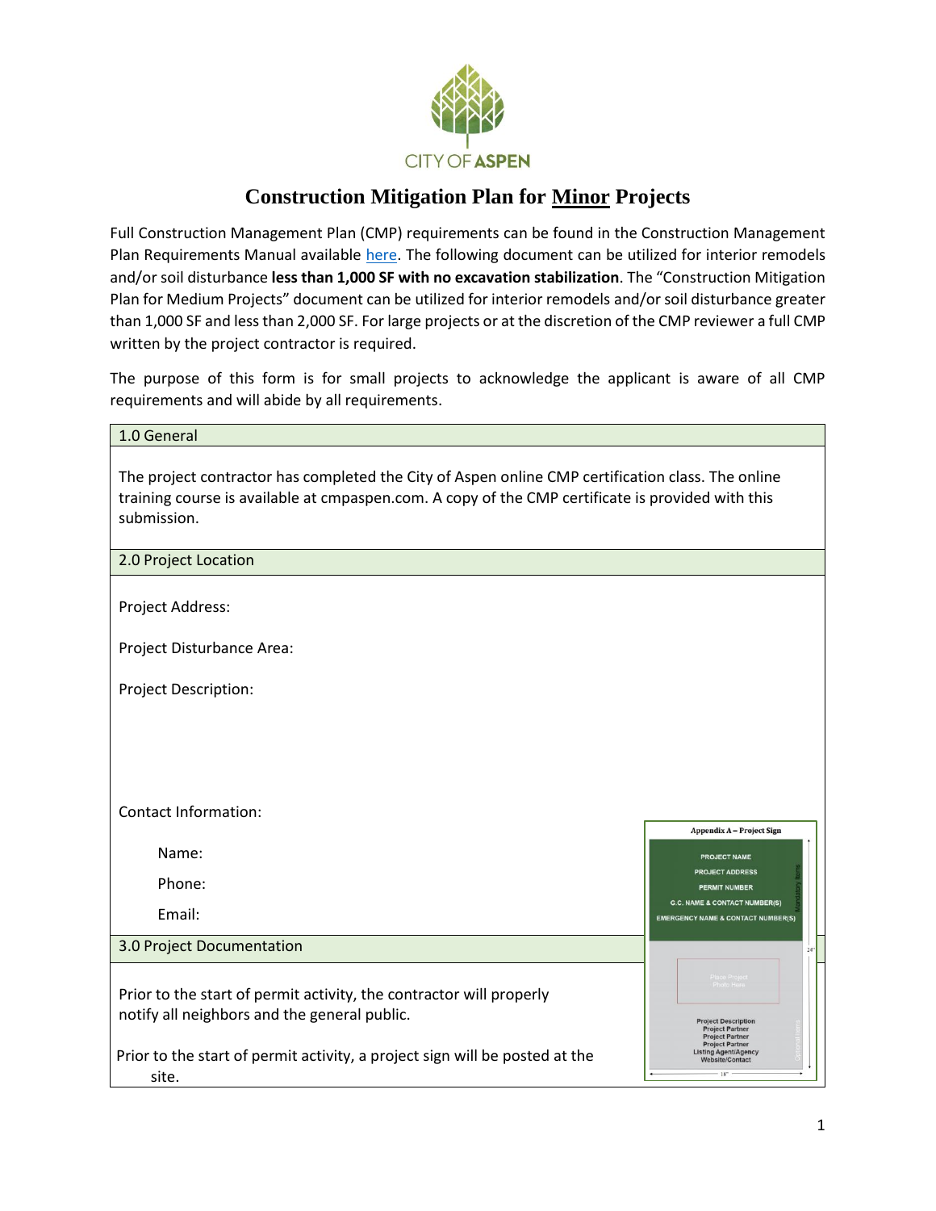CITY OF ASPEN

# Construction Mitigation Plan for <u>Minor</u> Projects

Full Construction Management Plan (CMP) requirements can be found in the Construction Management Plan Requirements Manual available [here](). The following document can be utilized for interior remodels and/or soil disturbance **less than 1,000 SF with no excavation stabilization**. The "Construction Mitigation Plan for Medium Projects" document can be utilized for interior remodels and/or soil disturbance greater than 1,000 SF and less than 2,000 SF. For large projects or at the discretion of the CMP reviewer a full CMP written by the project contractor is required.

The purpose of this form is for small projects to acknowledge the applicant is aware of all CMP requirements and will abide by all requirements.

## 1.0 General

The project contractor has completed the City of Aspen online CMP certification class. The online training course is available at cmpaspen.com. A copy of the CMP certificate is provided with this submission.

## 2.0 Project Location

Project Address:

Project Disturbance Area:

Project Description:

Contact Information:

Name:

Phone:

Email:

**Appendix A – Project Sign**

PROJECT NAME
PROJECT ADDRESS
PERMIT NUMBER
G.C. NAME & CONTACT NUMBER(S)
EMERGENCY NAME & CONTACT NUMBER(S)

Mandatory Items

Place Project Photo Here

Project Description
Project Partner
Project Partner
Project Partner
Listing Agent/Agency
Website/Contact

Optional Items

24"

18"

## 3.0 Project Documentation

Prior to the start of permit activity, the contractor will properly notify all neighbors and the general public.

Prior to the start of permit activity, a project sign will be posted at the site.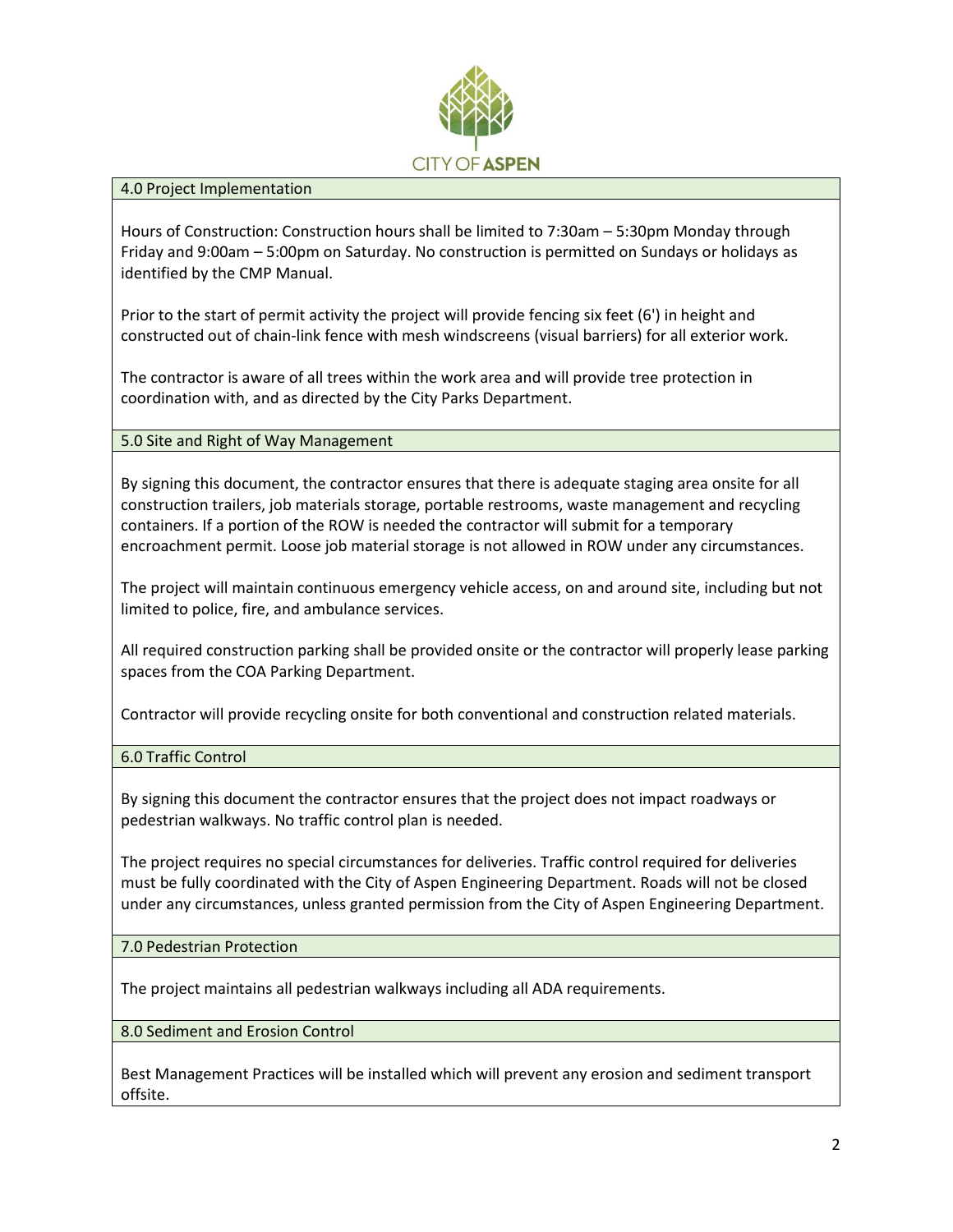CITY OF ASPEN

## 4.0 Project Implementation

Hours of Construction: Construction hours shall be limited to 7:30am – 5:30pm Monday through Friday and 9:00am – 5:00pm on Saturday. No construction is permitted on Sundays or holidays as identified by the CMP Manual.

Prior to the start of permit activity the project will provide fencing six feet (6') in height and constructed out of chain-link fence with mesh windscreens (visual barriers) for all exterior work.

The contractor is aware of all trees within the work area and will provide tree protection in coordination with, and as directed by the City Parks Department.

## 5.0 Site and Right of Way Management

By signing this document, the contractor ensures that there is adequate staging area onsite for all construction trailers, job materials storage, portable restrooms, waste management and recycling containers. If a portion of the ROW is needed the contractor will submit for a temporary encroachment permit. Loose job material storage is not allowed in ROW under any circumstances.

The project will maintain continuous emergency vehicle access, on and around site, including but not limited to police, fire, and ambulance services.

All required construction parking shall be provided onsite or the contractor will properly lease parking spaces from the COA Parking Department.

Contractor will provide recycling onsite for both conventional and construction related materials.

## 6.0 Traffic Control

By signing this document the contractor ensures that the project does not impact roadways or pedestrian walkways. No traffic control plan is needed.

The project requires no special circumstances for deliveries. Traffic control required for deliveries must be fully coordinated with the City of Aspen Engineering Department. Roads will not be closed under any circumstances, unless granted permission from the City of Aspen Engineering Department.

## 7.0 Pedestrian Protection

The project maintains all pedestrian walkways including all ADA requirements.

## 8.0 Sediment and Erosion Control

Best Management Practices will be installed which will prevent any erosion and sediment transport offsite.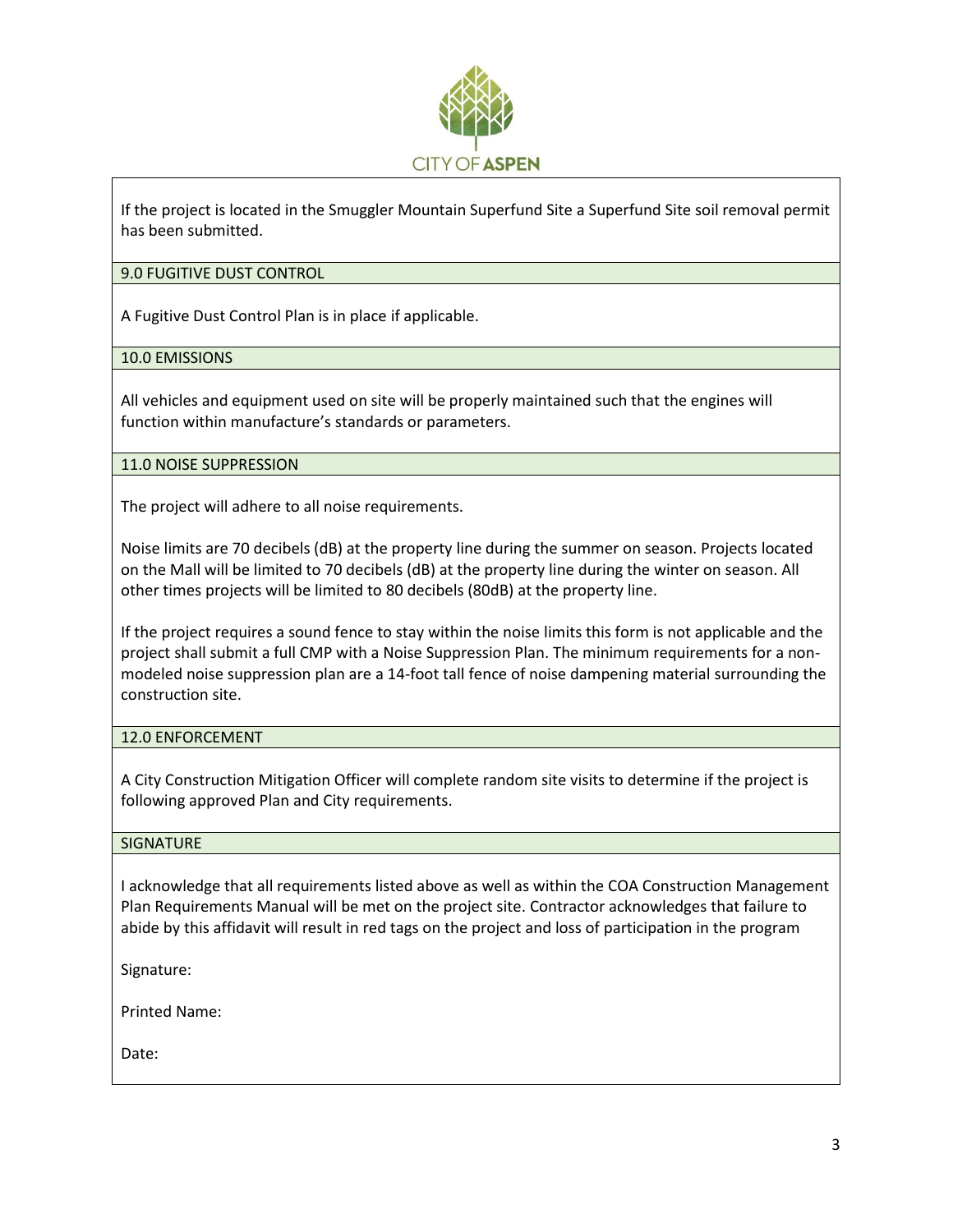If the project is located in the Smuggler Mountain Superfund Site a Superfund Site soil removal permit has been submitted.

## 9.0 FUGITIVE DUST CONTROL

A Fugitive Dust Control Plan is in place if applicable.

## 10.0 EMISSIONS

All vehicles and equipment used on site will be properly maintained such that the engines will function within manufacture's standards or parameters.

## 11.0 NOISE SUPPRESSION

The project will adhere to all noise requirements.

Noise limits are 70 decibels (dB) at the property line during the summer on season. Projects located on the Mall will be limited to 70 decibels (dB) at the property line during the winter on season. All other times projects will be limited to 80 decibels (80dB) at the property line.

If the project requires a sound fence to stay within the noise limits this form is not applicable and the project shall submit a full CMP with a Noise Suppression Plan. The minimum requirements for a non-modeled noise suppression plan are a 14-foot tall fence of noise dampening material surrounding the construction site.

## 12.0 ENFORCEMENT

A City Construction Mitigation Officer will complete random site visits to determine if the project is following approved Plan and City requirements.

## SIGNATURE

I acknowledge that all requirements listed above as well as within the COA Construction Management Plan Requirements Manual will be met on the project site. Contractor acknowledges that failure to abide by this affidavit will result in red tags on the project and loss of participation in the program

Signature:

Printed Name:

Date: